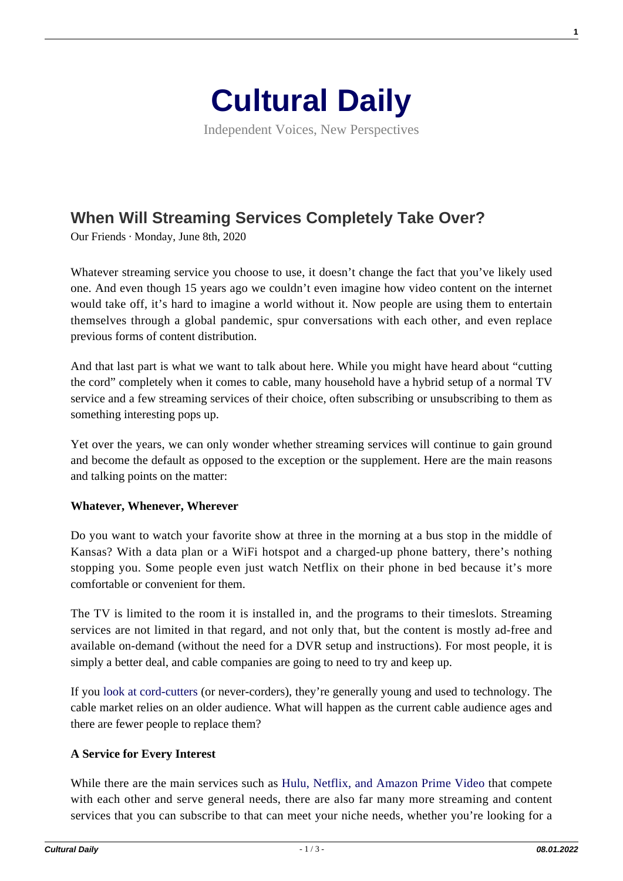# Cultural Daily

Independent Voices, New Perspectives

## When Will Streaming Services Completely Take Over?

Our Friends · Monday, June 8th, 2020

Whatever streaming service you choose to use, it doesn't change the fact that you've likely used one. And even though 15 years ago we couldn't even imagine how video content on the internet would take off, it's hard to imagine a world without it. Now people are using them to entertain themselves through a global pandemic, spur conversations with each other, and even replace previous forms of content distribution.

And that last part is what we want to talk about here. While you might have heard about "cutting the cord" completely when it comes to cable, many household have a hybrid setup of a normal TV service and a few streaming services of their choice, often subscribing or unsubscribing to them as something interesting pops up.

Yet over the years, we can only wonder whether streaming services will continue to gain ground and become the default as opposed to the exception or the supplement. Here are the main reasons and talking points on the matter:

**Whatever, Whenever, Wherever**

Do you want to watch your favorite show at three in the morning at a bus stop in the middle of Kansas? With a data plan or a WiFi hotspot and a charged-up phone battery, there's nothing stopping you. Some people even just watch Netflix on their phone in bed because it's more comfortable or convenient for them.

The TV is limited to the room it is installed in, and the programs to their timeslots. Streaming services are not limited in that regard, and not only that, but the content is mostly ad-free and available on-demand (without the need for a DVR setup and instructions). For most people, it is simply a better deal, and cable companies are going to need to try and keep up.

If you look at cord-cutters (or never-corders), they're generally young and used to technology. The cable market relies on an older audience. What will happen as the current cable audience ages and there are fewer people to replace them?

**A Service for Every Interest**

While there are the main services such as Hulu, Netflix, and Amazon Prime Video that compete with each other and serve general needs, there are also far many more streaming and content services that you can subscribe to that can meet your niche needs, whether you're looking for a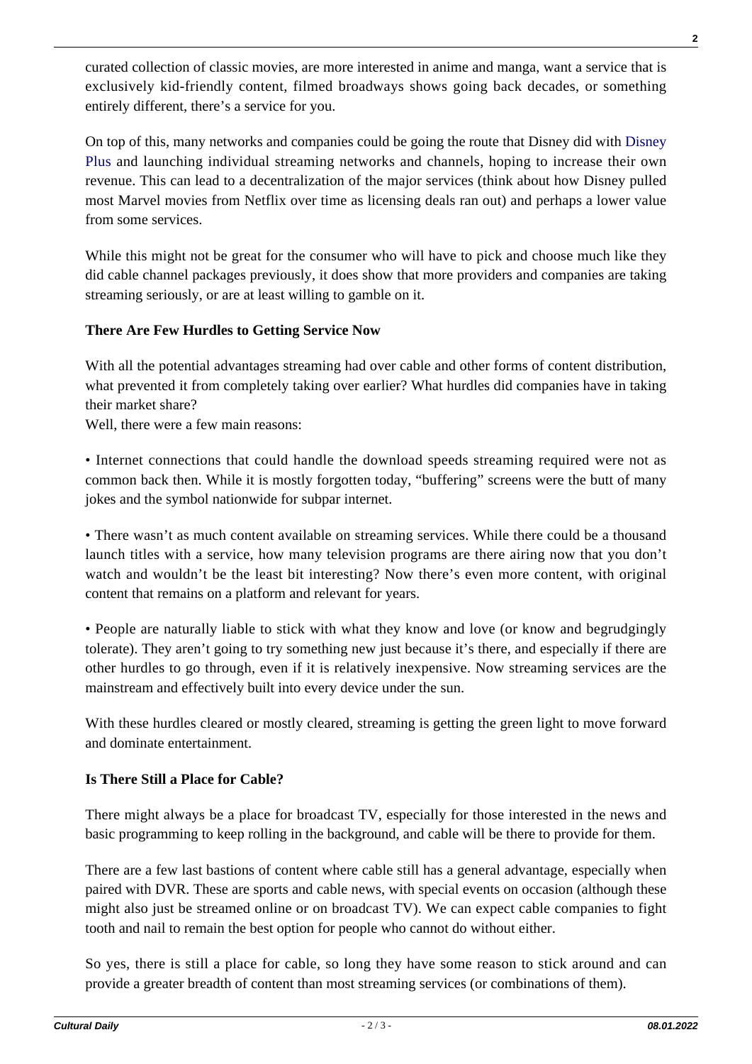curated collection of classic movies, are more interested in anime and manga, want a service that is exclusively kid-friendly content, filmed broadways shows going back decades, or something entirely different, there's a service for you.

On top of this, many networks and companies could be going the route that Disney did with Disney Plus and launching individual streaming networks and channels, hoping to increase their own revenue. This can lead to a decentralization of the major services (think about how Disney pulled most Marvel movies from Netflix over time as licensing deals ran out) and perhaps a lower value from some services.

While this might not be great for the consumer who will have to pick and choose much like they did cable channel packages previously, it does show that more providers and companies are taking streaming seriously, or are at least willing to gamble on it.

**There Are Few Hurdles to Getting Service Now**

With all the potential advantages streaming had over cable and other forms of content distribution, what prevented it from completely taking over earlier? What hurdles did companies have in taking their market share?

Well, there were a few main reasons:

• Internet connections that could handle the download speeds streaming required were not as common back then. While it is mostly forgotten today, "buffering" screens were the butt of many jokes and the symbol nationwide for subpar internet.

• There wasn't as much content available on streaming services. While there could be a thousand launch titles with a service, how many television programs are there airing now that you don't watch and wouldn't be the least bit interesting? Now there's even more content, with original content that remains on a platform and relevant for years.

• People are naturally liable to stick with what they know and love (or know and begrudgingly tolerate). They aren't going to try something new just because it's there, and especially if there are other hurdles to go through, even if it is relatively inexpensive. Now streaming services are the mainstream and effectively built into every device under the sun.

With these hurdles cleared or mostly cleared, streaming is getting the green light to move forward and dominate entertainment.

**Is There Still a Place for Cable?**

There might always be a place for broadcast TV, especially for those interested in the news and basic programming to keep rolling in the background, and cable will be there to provide for them.

There are a few last bastions of content where cable still has a general advantage, especially when paired with DVR. These are sports and cable news, with special events on occasion (although these might also just be streamed online or on broadcast TV). We can expect cable companies to fight tooth and nail to remain the best option for people who cannot do without either.

So yes, there is still a place for cable, so long they have some reason to stick around and can provide a greater breadth of content than most streaming services (or combinations of them).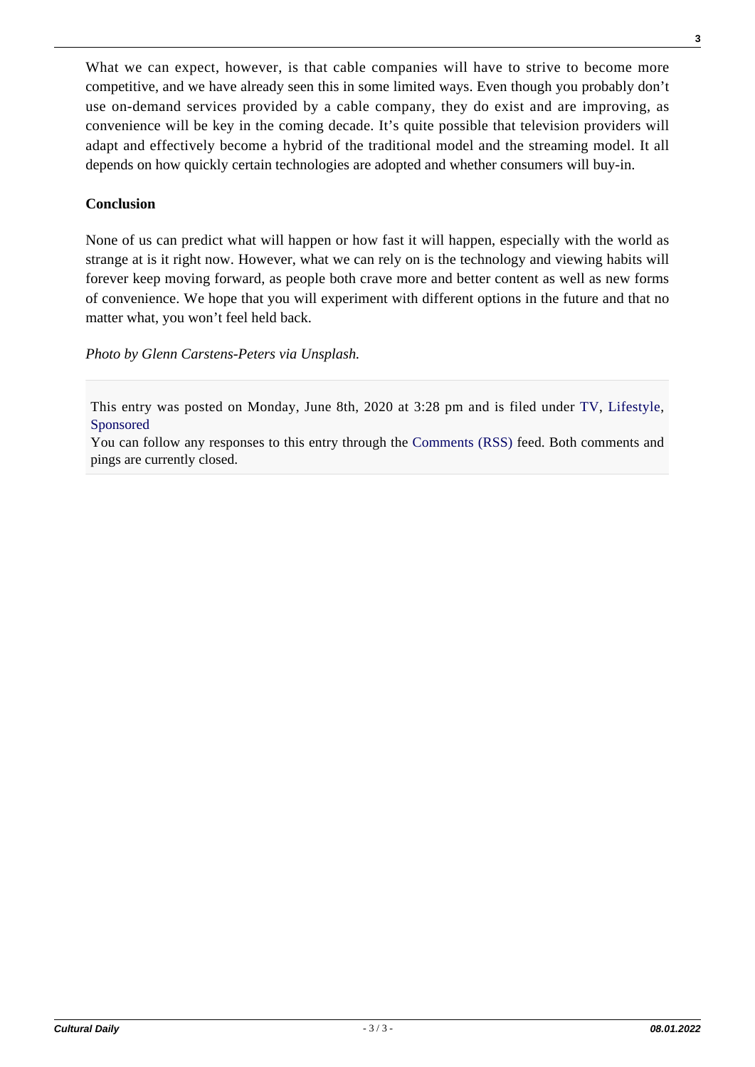What we can expect, however, is that cable companies will have to strive to become more competitive, and we have already seen this in some limited ways. Even though you probably don't use on-demand services provided by a cable company, they do exist and are improving, as convenience will be key in the coming decade. It's quite possible that television providers will adapt and effectively become a hybrid of the traditional model and the streaming model. It all depends on how quickly certain technologies are adopted and whether consumers will buy-in.

**Conclusion**

None of us can predict what will happen or how fast it will happen, especially with the world as strange at is it right now. However, what we can rely on is the technology and viewing habits will forever keep moving forward, as people both crave more and better content as well as new forms of convenience. We hope that you will experiment with different options in the future and that no matter what, you won't feel held back.

*Photo by Glenn Carstens-Peters via Unsplash.*

This entry was posted on Monday, June 8th, 2020 at 3:28 pm and is filed under TV, Lifestyle, Sponsored
You can follow any responses to this entry through the Comments (RSS) feed. Both comments and pings are currently closed.